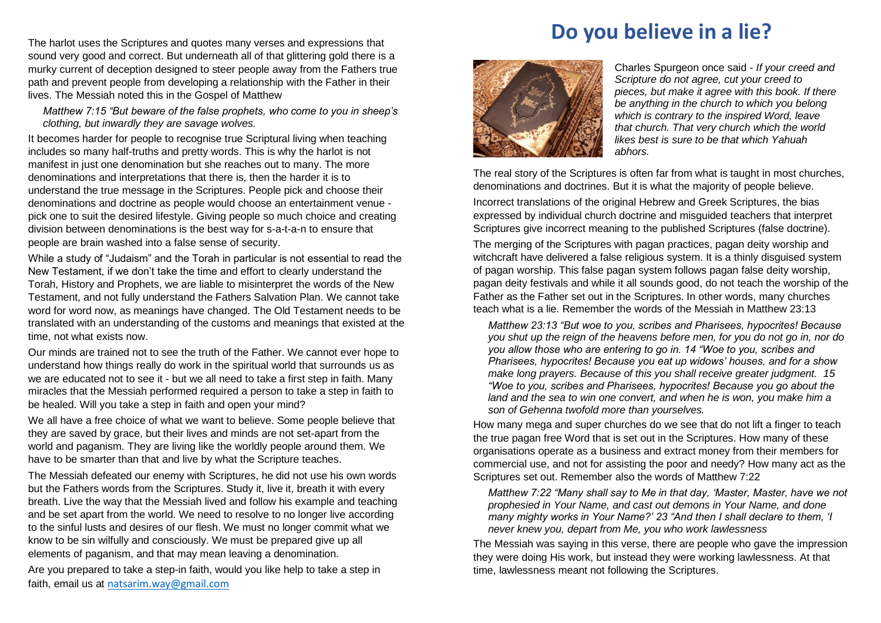The harlot uses the Scriptures and quotes many verses and expressions that sound very good and correct. But underneath all of that glittering gold there is a murky current of deception designed to steer people away from the Fathers true path and prevent people from developing a relationship with the Father in their lives. The Messiah noted this in the Gospel of Matthew

> *Matthew 7:15 "But beware of the false prophets, who come to you in sheep's clothing, but inwardly they are savage wolves.*

It becomes harder for people to recognise true Scriptural living when teaching includes so many half-truths and pretty words. This is why the harlot is not manifest in just one denomination but she reaches out to many. The more denominations and interpretations that there is, then the harder it is to understand the true message in the Scriptures. People pick and choose their denominations and doctrine as people would choose an entertainment venue - pick one to suit the desired lifestyle. Giving people so much choice and creating division between denominations is the best way for s-a-t-a-n to ensure that people are brain washed into a false sense of security.

While a study of "Judaism" and the Torah in particular is not essential to read the New Testament, if we don't take the time and effort to clearly understand the Torah, History and Prophets, we are liable to misinterpret the words of the New Testament, and not fully understand the Fathers Salvation Plan. We cannot take word for word now, as meanings have changed. The Old Testament needs to be translated with an understanding of the customs and meanings that existed at the time, not what exists now.

Our minds are trained not to see the truth of the Father. We cannot ever hope to understand how things really do work in the spiritual world that surrounds us as we are educated not to see it - but we all need to take a first step in faith. Many miracles that the Messiah performed required a person to take a step in faith to be healed. Will you take a step in faith and open your mind?

We all have a free choice of what we want to believe. Some people believe that they are saved by grace, but their lives and minds are not set-apart from the world and paganism. They are living like the worldly people around them. We have to be smarter than that and live by what the Scripture teaches.

The Messiah defeated our enemy with Scriptures, he did not use his own words but the Fathers words from the Scriptures. Study it, live it, breath it with every breath. Live the way that the Messiah lived and follow his example and teaching and be set apart from the world. We need to resolve to no longer live according to the sinful lusts and desires of our flesh. We must no longer commit what we know to be sin wilfully and consciously. We must be prepared give up all elements of paganism, and that may mean leaving a denomination.

Are you prepared to take a step-in faith, would you like help to take a step in faith, email us at natsarim.way@gmail.com

# Do you believe in a lie?

Charles Spurgeon once said - *If your creed and Scripture do not agree, cut your creed to pieces, but make it agree with this book. If there be anything in the church to which you belong which is contrary to the inspired Word, leave that church. That very church which the world likes best is sure to be that which Yahuah abhors.*

The real story of the Scriptures is often far from what is taught in most churches, denominations and doctrines. But it is what the majority of people believe.

Incorrect translations of the original Hebrew and Greek Scriptures, the bias expressed by individual church doctrine and misguided teachers that interpret Scriptures give incorrect meaning to the published Scriptures (false doctrine).

The merging of the Scriptures with pagan practices, pagan deity worship and witchcraft have delivered a false religious system. It is a thinly disguised system of pagan worship. This false pagan system follows pagan false deity worship, pagan deity festivals and while it all sounds good, do not teach the worship of the Father as the Father set out in the Scriptures. In other words, many churches teach what is a lie. Remember the words of the Messiah in Matthew 23:13

> *Matthew 23:13 "But woe to you, scribes and Pharisees, hypocrites! Because you shut up the reign of the heavens before men, for you do not go in, nor do you allow those who are entering to go in. 14 "Woe to you, scribes and Pharisees, hypocrites! Because you eat up widows' houses, and for a show make long prayers. Because of this you shall receive greater judgment. 15 "Woe to you, scribes and Pharisees, hypocrites! Because you go about the land and the sea to win one convert, and when he is won, you make him a son of Gehenna twofold more than yourselves.*

How many mega and super churches do we see that do not lift a finger to teach the true pagan free Word that is set out in the Scriptures. How many of these organisations operate as a business and extract money from their members for commercial use, and not for assisting the poor and needy? How many act as the Scriptures set out. Remember also the words of Matthew 7:22

> *Matthew 7:22 "Many shall say to Me in that day, 'Master, Master, have we not prophesied in Your Name, and cast out demons in Your Name, and done many mighty works in Your Name?' 23 "And then I shall declare to them, 'I never knew you, depart from Me, you who work lawlessness*

The Messiah was saying in this verse, there are people who gave the impression they were doing His work, but instead they were working lawlessness. At that time, lawlessness meant not following the Scriptures.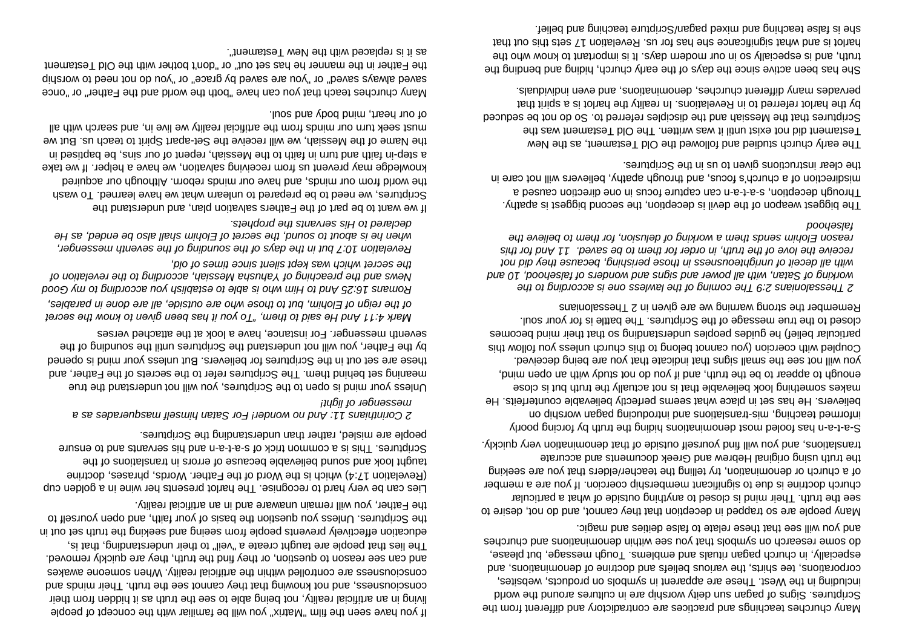Many churches teachings and practices are contradictory and different from the Scriptures. Signs of pagan sun deity worship are in cultures around the world including in the West. These are apparent in symbols on products, websites, corporations, tee shirts, the various beliefs and doctrine of denominations, and especially, in church pagan rituals and emblems. Tough message, but please, do some research on symbols that you see within denominations and churches and you will see that these relate to false deities and magic.

Many people are so trapped in deception that they cannot, and do not, desire to see the truth. Their mind is closed to anything outside of what a particular church doctrine is due to significant membership coercion. If you are a member of a church or denomination, try telling the teacher/elders that you are seeking the truth using original Hebrew and Greek documents and accurate translations, and you will find yourself outside of that denomination very quickly.

S-a-t-a-n has fooled most denominations hiding the truth by forcing poorly informed teaching, mis-translations and introducing pagan worship on believers. He has set in place what seems perfectly believable counterfeits. He makes something look believable that is not actually the truth but is close enough to appear to be the truth, and if you do not study with an open mind, you will not see the small signs that indicate that you are being deceived. Coupled with coercion (you cannot belong to this church unless you follow this particular belief) he guides peoples understanding so that their mind becomes closed to the true message of the Scriptures. The battle is for your soul. Remember the strong warning we are given in 2 Thessalonians

*2 Thessalonians 2:9 The coming of the lawless one is according to the working of Satan, with all power and signs and wonders of falsehood, 10 and with all deceit of unrighteousness in those perishing, because they did not receive the love of the truth, in order for them to be saved. 11 And for this reason Elohim sends them a working of delusion, for them to believe the falsehood*

The biggest weapon of the devil is deception, the second biggest is apathy. Through deception, s-a-t-a-n can capture focus in one direction caused a misdirection of a church's focus, and through apathy, believers will not care in the clear instructions given to us in the Scriptures.

The early church studied and followed the Old Testament, as the New Testament did not exist until it was written. The Old Testament was the Scriptures that the Messiah and the disciples referred to. So do not be seduced by the harlot referred to in Revelations. In reality the harlot is a spirit that pervades many different churches, denominations, and even individuals.

She has been active since the days of the early church, hiding and bending the truth, and is especially so in our modern days. It is important to know who the harlot is and what significance she has for us. Revelation 17 sets this out that she is false teaching and mixed pagan/Scripture teaching and belief.

If you have seen the film "Matrix" you will be familiar with the concept of people living in an artificial reality, not being able to see the truth as it is hidden from their consciousness, and not knowing that they cannot see the truth. Their minds and consciousness are controlled within the artificial reality. When someone awakes and can see reason to question, or they find the truth, they are quickly removed. The lies that people are taught create a "veil" to their understanding, that is, education effectively prevents people from seeing and seeking the truth set out in the Scriptures. Unless you question the basis of your faith, and open yourself to the Father, you will remain unaware and in an artificial reality.

Lies can be very hard to recognise. The harlot presents her wine in a golden cup (Revelation 17:4) which is the Word of the Father. Words, phrases, doctrine taught look and sound believable because of errors in translations of the Scriptures. This is a common trick of s-a-t-a-n and his servants and to ensure people are misled, rather than understanding the Scriptures.

*2 Corinthians 11: And no wonder! For Satan himself masquerades as a messenger of light!*

Unless your mind is open to the Scriptures, you will not understand the true meaning set behind them. The Scriptures refer to the secrets of the Father, and these are set out in the Scriptures for believers. But unless your mind is opened by the Father, you will not understand the Scriptures until the sounding of the seventh messenger. For instance, have a look at the attached verses

*Mark 4:11 And He said to them, "To you it has been given to know the secret of the reign of Elohim, but to those who are outside, all are done in parables,*

*Romans 16:25 And to Him who is able to establish you according to my Good News and the preaching of Yahusha Messiah, according to the revelation of the secret which was kept silent since times of old,*

*Revelation 10:7 but in the days of the sounding of the seventh messenger, when he is about to sound, the secret of Elohim shall also be ended, as He declared to His servants the prophets.*

If we want to be part of the Fathers salvation plan, and understand the Scriptures, we need to be prepared to unlearn what we have learned. To wash the world from our minds, and have our minds reborn. Although our acquired knowledge may prevent us from receiving salvation, we have a helper. If we take a step-in faith and turn in faith to the Messiah, repent of our sins, be baptised in the Name of the Messiah, we will receive the Set-apart Spirit to teach us. But we must seek turn our minds from the artificial reality we live in, and search with all of our heart, mind body and soul.

Many churches teach that you can have "both the world and the Father" or "once saved always saved" or "you are saved by grace" or "you do not need to worship the Father in the manner he has set out" or "don't bother with the Old Testament as it is replaced with the New Testament".